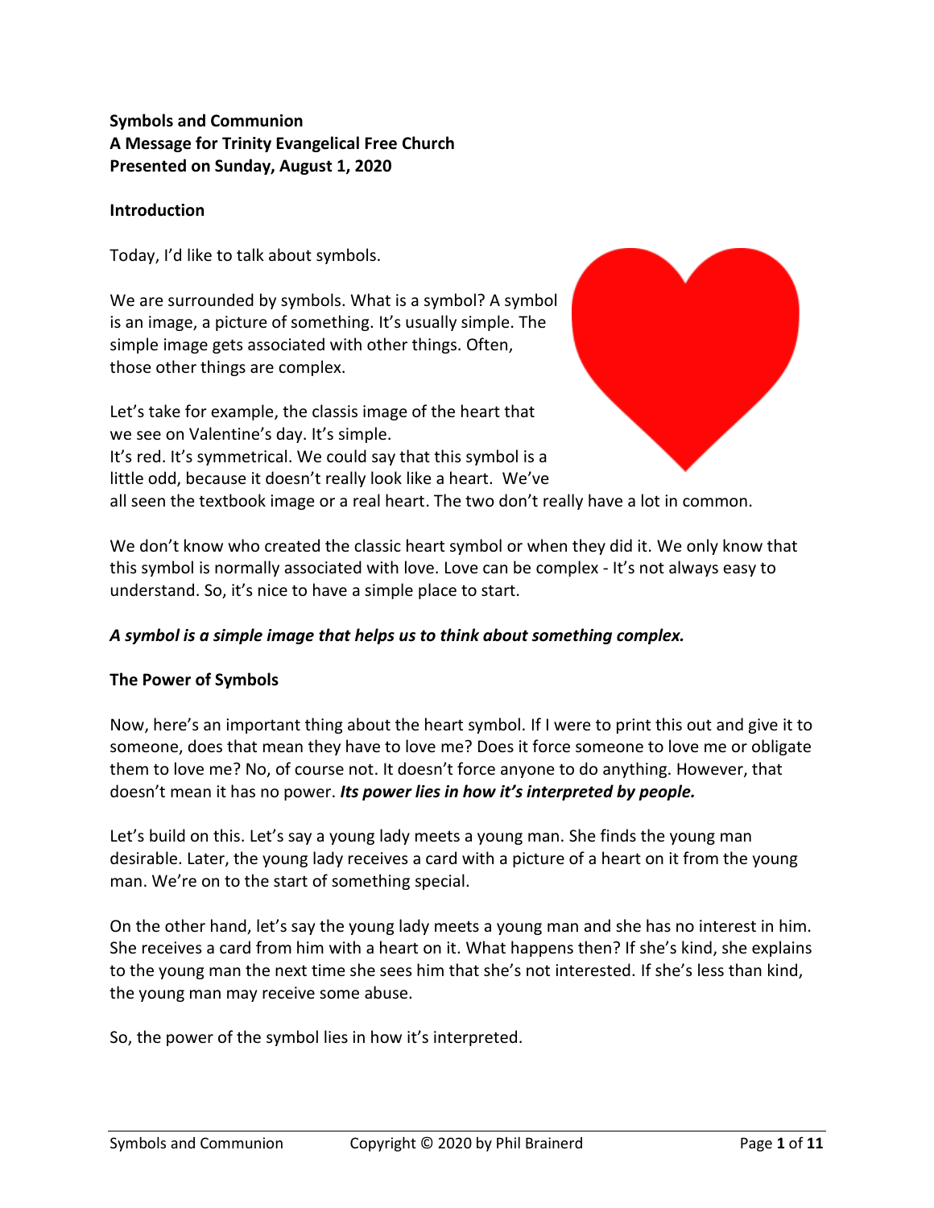**Symbols and Communion**
**A Message for Trinity Evangelical Free Church**
**Presented on Sunday, August 1, 2020**

**Introduction**

Today, I'd like to talk about symbols.

We are surrounded by symbols. What is a symbol? A symbol is an image, a picture of something. It's usually simple. The simple image gets associated with other things. Often, those other things are complex.

Let's take for example, the classis image of the heart that we see on Valentine's day. It's simple.
It's red. It's symmetrical. We could say that this symbol is a little odd, because it doesn't really look like a heart. We've all seen the textbook image or a real heart. The two don't really have a lot in common.

We don't know who created the classic heart symbol or when they did it. We only know that this symbol is normally associated with love. Love can be complex - It's not always easy to understand. So, it's nice to have a simple place to start.

***A symbol is a simple image that helps us to think about something complex.***

**The Power of Symbols**

Now, here's an important thing about the heart symbol. If I were to print this out and give it to someone, does that mean they have to love me? Does it force someone to love me or obligate them to love me? No, of course not. It doesn't force anyone to do anything. However, that doesn't mean it has no power. ***Its power lies in how it's interpreted by people.***

Let's build on this. Let's say a young lady meets a young man. She finds the young man desirable. Later, the young lady receives a card with a picture of a heart on it from the young man. We're on to the start of something special.

On the other hand, let's say the young lady meets a young man and she has no interest in him. She receives a card from him with a heart on it. What happens then? If she's kind, she explains to the young man the next time she sees him that she's not interested. If she's less than kind, the young man may receive some abuse.

So, the power of the symbol lies in how it's interpreted.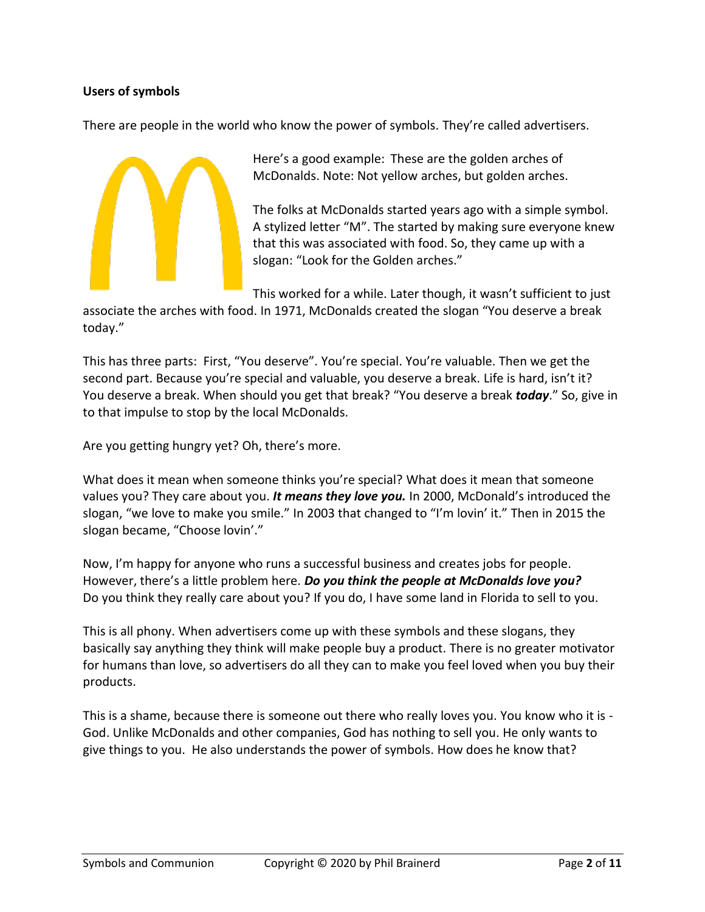**Users of symbols**

There are people in the world who know the power of symbols. They're called advertisers.

Here's a good example: These are the golden arches of McDonalds. Note: Not yellow arches, but golden arches.

The folks at McDonalds started years ago with a simple symbol. A stylized letter "M". The started by making sure everyone knew that this was associated with food. So, they came up with a slogan: "Look for the Golden arches."

This worked for a while. Later though, it wasn't sufficient to just associate the arches with food. In 1971, McDonalds created the slogan "You deserve a break today."

This has three parts: First, "You deserve". You're special. You're valuable. Then we get the second part. Because you're special and valuable, you deserve a break. Life is hard, isn't it? You deserve a break. When should you get that break? "You deserve a break ***today***." So, give in to that impulse to stop by the local McDonalds.

Are you getting hungry yet? Oh, there's more.

What does it mean when someone thinks you're special? What does it mean that someone values you? They care about you. ***It means they love you.*** In 2000, McDonald's introduced the slogan, "we love to make you smile." In 2003 that changed to "I'm lovin' it." Then in 2015 the slogan became, "Choose lovin'."

Now, I'm happy for anyone who runs a successful business and creates jobs for people. However, there's a little problem here. ***Do you think the people at McDonalds love you?*** Do you think they really care about you? If you do, I have some land in Florida to sell to you.

This is all phony. When advertisers come up with these symbols and these slogans, they basically say anything they think will make people buy a product. There is no greater motivator for humans than love, so advertisers do all they can to make you feel loved when you buy their products.

This is a shame, because there is someone out there who really loves you. You know who it is - God. Unlike McDonalds and other companies, God has nothing to sell you. He only wants to give things to you. He also understands the power of symbols. How does he know that?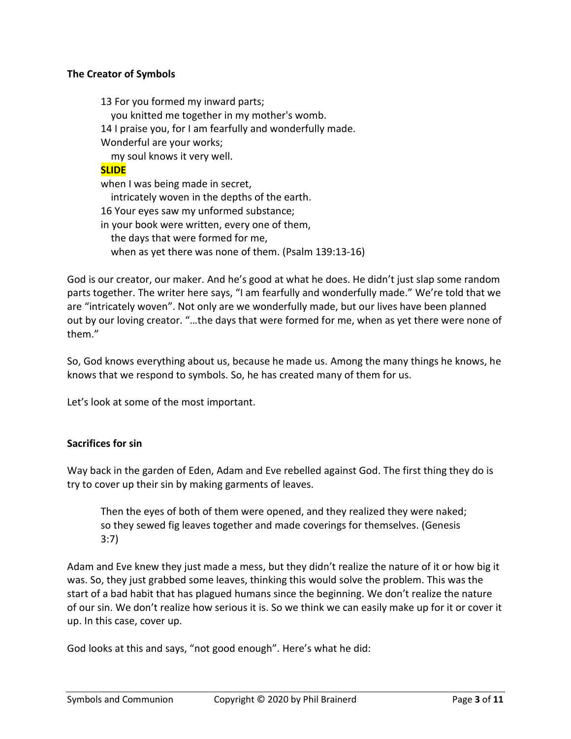**The Creator of Symbols**

> 13 For you formed my inward parts;
> you knitted me together in my mother's womb.
> 14 I praise you, for I am fearfully and wonderfully made.
> Wonderful are your works;
> my soul knows it very well.
> **SLIDE**
> when I was being made in secret,
> intricately woven in the depths of the earth.
> 16 Your eyes saw my unformed substance;
> in your book were written, every one of them,
> the days that were formed for me,
> when as yet there was none of them. (Psalm 139:13-16)

God is our creator, our maker. And he's good at what he does. He didn't just slap some random parts together. The writer here says, "I am fearfully and wonderfully made." We're told that we are "intricately woven". Not only are we wonderfully made, but our lives have been planned out by our loving creator. "…the days that were formed for me, when as yet there were none of them."

So, God knows everything about us, because he made us. Among the many things he knows, he knows that we respond to symbols. So, he has created many of them for us.

Let's look at some of the most important.

**Sacrifices for sin**

Way back in the garden of Eden, Adam and Eve rebelled against God. The first thing they do is try to cover up their sin by making garments of leaves.

> Then the eyes of both of them were opened, and they realized they were naked; so they sewed fig leaves together and made coverings for themselves. (Genesis 3:7)

Adam and Eve knew they just made a mess, but they didn't realize the nature of it or how big it was. So, they just grabbed some leaves, thinking this would solve the problem. This was the start of a bad habit that has plagued humans since the beginning. We don't realize the nature of our sin. We don't realize how serious it is. So we think we can easily make up for it or cover it up. In this case, cover up.

God looks at this and says, "not good enough". Here's what he did: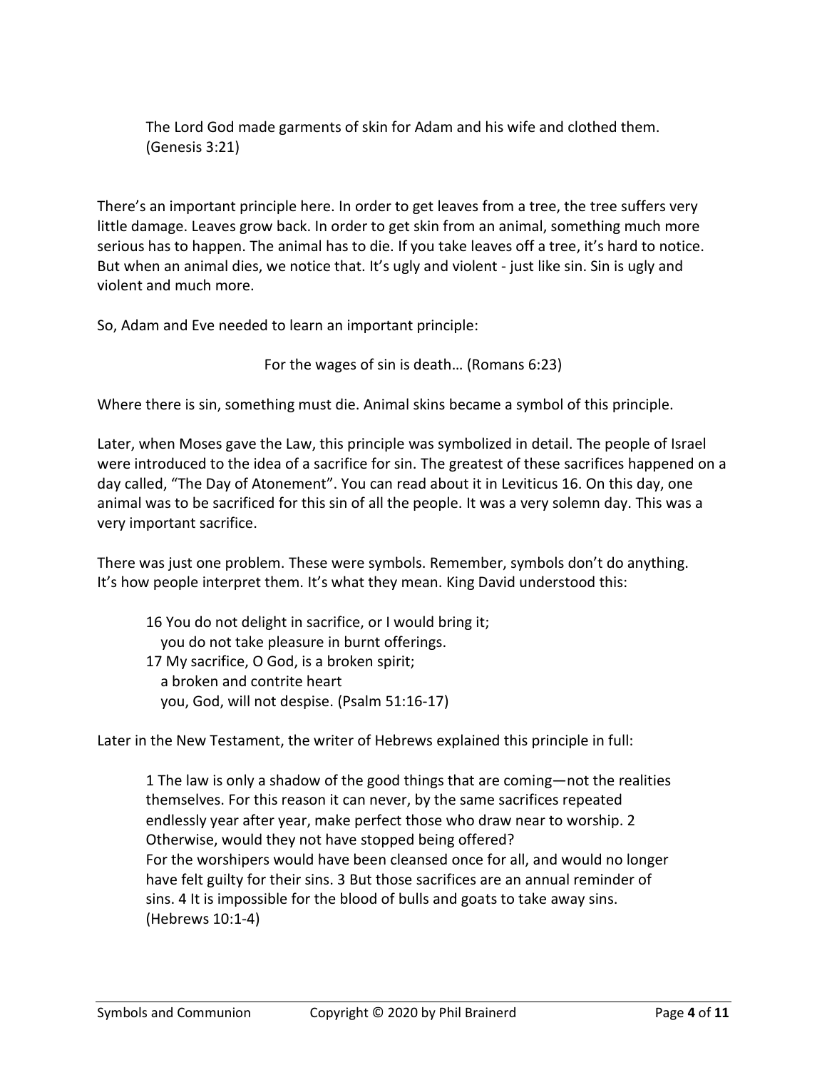> The Lord God made garments of skin for Adam and his wife and clothed them. (Genesis 3:21)

There's an important principle here. In order to get leaves from a tree, the tree suffers very little damage. Leaves grow back. In order to get skin from an animal, something much more serious has to happen. The animal has to die. If you take leaves off a tree, it's hard to notice. But when an animal dies, we notice that. It's ugly and violent - just like sin. Sin is ugly and violent and much more.

So, Adam and Eve needed to learn an important principle:

> For the wages of sin is death… (Romans 6:23)

Where there is sin, something must die. Animal skins became a symbol of this principle.

Later, when Moses gave the Law, this principle was symbolized in detail. The people of Israel were introduced to the idea of a sacrifice for sin. The greatest of these sacrifices happened on a day called, "The Day of Atonement". You can read about it in Leviticus 16. On this day, one animal was to be sacrificed for this sin of all the people. It was a very solemn day. This was a very important sacrifice.

There was just one problem. These were symbols. Remember, symbols don't do anything. It's how people interpret them. It's what they mean. King David understood this:

> 16 You do not delight in sacrifice, or I would bring it;
> you do not take pleasure in burnt offerings.
> 17 My sacrifice, O God, is a broken spirit;
> a broken and contrite heart
> you, God, will not despise. (Psalm 51:16-17)

Later in the New Testament, the writer of Hebrews explained this principle in full:

> 1 The law is only a shadow of the good things that are coming—not the realities themselves. For this reason it can never, by the same sacrifices repeated endlessly year after year, make perfect those who draw near to worship. 2 Otherwise, would they not have stopped being offered? For the worshipers would have been cleansed once for all, and would no longer have felt guilty for their sins. 3 But those sacrifices are an annual reminder of sins. 4 It is impossible for the blood of bulls and goats to take away sins. (Hebrews 10:1-4)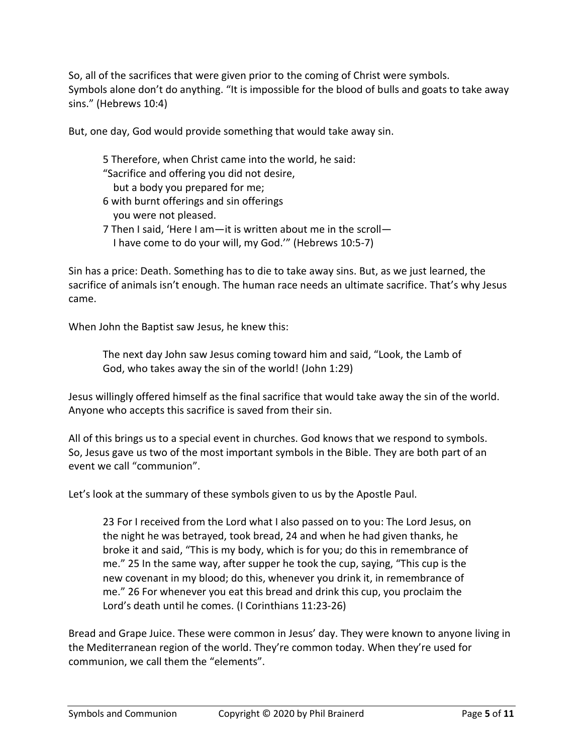So, all of the sacrifices that were given prior to the coming of Christ were symbols. Symbols alone don't do anything. "It is impossible for the blood of bulls and goats to take away sins." (Hebrews 10:4)

But, one day, God would provide something that would take away sin.

> 5 Therefore, when Christ came into the world, he said:
> "Sacrifice and offering you did not desire,
>   but a body you prepared for me;
> 6 with burnt offerings and sin offerings
>   you were not pleased.
> 7 Then I said, 'Here I am—it is written about me in the scroll—
>   I have come to do your will, my God.'" (Hebrews 10:5-7)

Sin has a price: Death. Something has to die to take away sins. But, as we just learned, the sacrifice of animals isn't enough. The human race needs an ultimate sacrifice. That's why Jesus came.

When John the Baptist saw Jesus, he knew this:

> The next day John saw Jesus coming toward him and said, "Look, the Lamb of God, who takes away the sin of the world! (John 1:29)

Jesus willingly offered himself as the final sacrifice that would take away the sin of the world. Anyone who accepts this sacrifice is saved from their sin.

All of this brings us to a special event in churches. God knows that we respond to symbols. So, Jesus gave us two of the most important symbols in the Bible. They are both part of an event we call "communion".

Let's look at the summary of these symbols given to us by the Apostle Paul.

> 23 For I received from the Lord what I also passed on to you: The Lord Jesus, on the night he was betrayed, took bread, 24 and when he had given thanks, he broke it and said, "This is my body, which is for you; do this in remembrance of me." 25 In the same way, after supper he took the cup, saying, "This cup is the new covenant in my blood; do this, whenever you drink it, in remembrance of me." 26 For whenever you eat this bread and drink this cup, you proclaim the Lord's death until he comes. (I Corinthians 11:23-26)

Bread and Grape Juice. These were common in Jesus' day. They were known to anyone living in the Mediterranean region of the world. They're common today. When they're used for communion, we call them the "elements".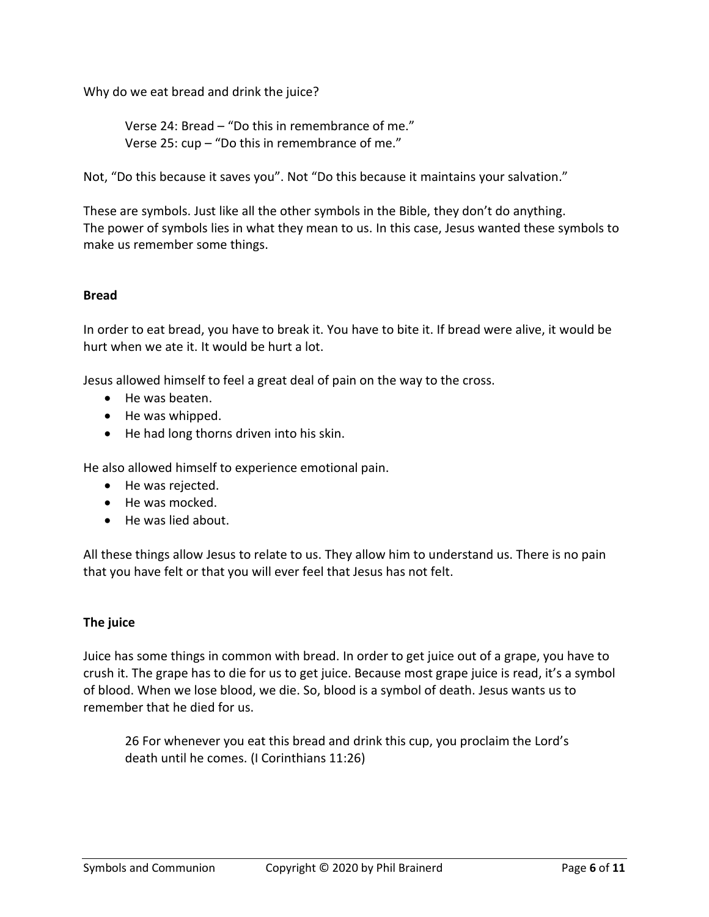Why do we eat bread and drink the juice?

> Verse 24: Bread – "Do this in remembrance of me."
> Verse 25: cup – "Do this in remembrance of me."

Not, "Do this because it saves you". Not "Do this because it maintains your salvation."

These are symbols. Just like all the other symbols in the Bible, they don't do anything.
The power of symbols lies in what they mean to us. In this case, Jesus wanted these symbols to make us remember some things.

**Bread**

In order to eat bread, you have to break it. You have to bite it. If bread were alive, it would be hurt when we ate it. It would be hurt a lot.

Jesus allowed himself to feel a great deal of pain on the way to the cross.

- He was beaten.
- He was whipped.
- He had long thorns driven into his skin.

He also allowed himself to experience emotional pain.

- He was rejected.
- He was mocked.
- He was lied about.

All these things allow Jesus to relate to us. They allow him to understand us. There is no pain that you have felt or that you will ever feel that Jesus has not felt.

**The juice**

Juice has some things in common with bread. In order to get juice out of a grape, you have to crush it. The grape has to die for us to get juice. Because most grape juice is read, it's a symbol of blood. When we lose blood, we die. So, blood is a symbol of death. Jesus wants us to remember that he died for us.

> 26 For whenever you eat this bread and drink this cup, you proclaim the Lord's death until he comes. (I Corinthians 11:26)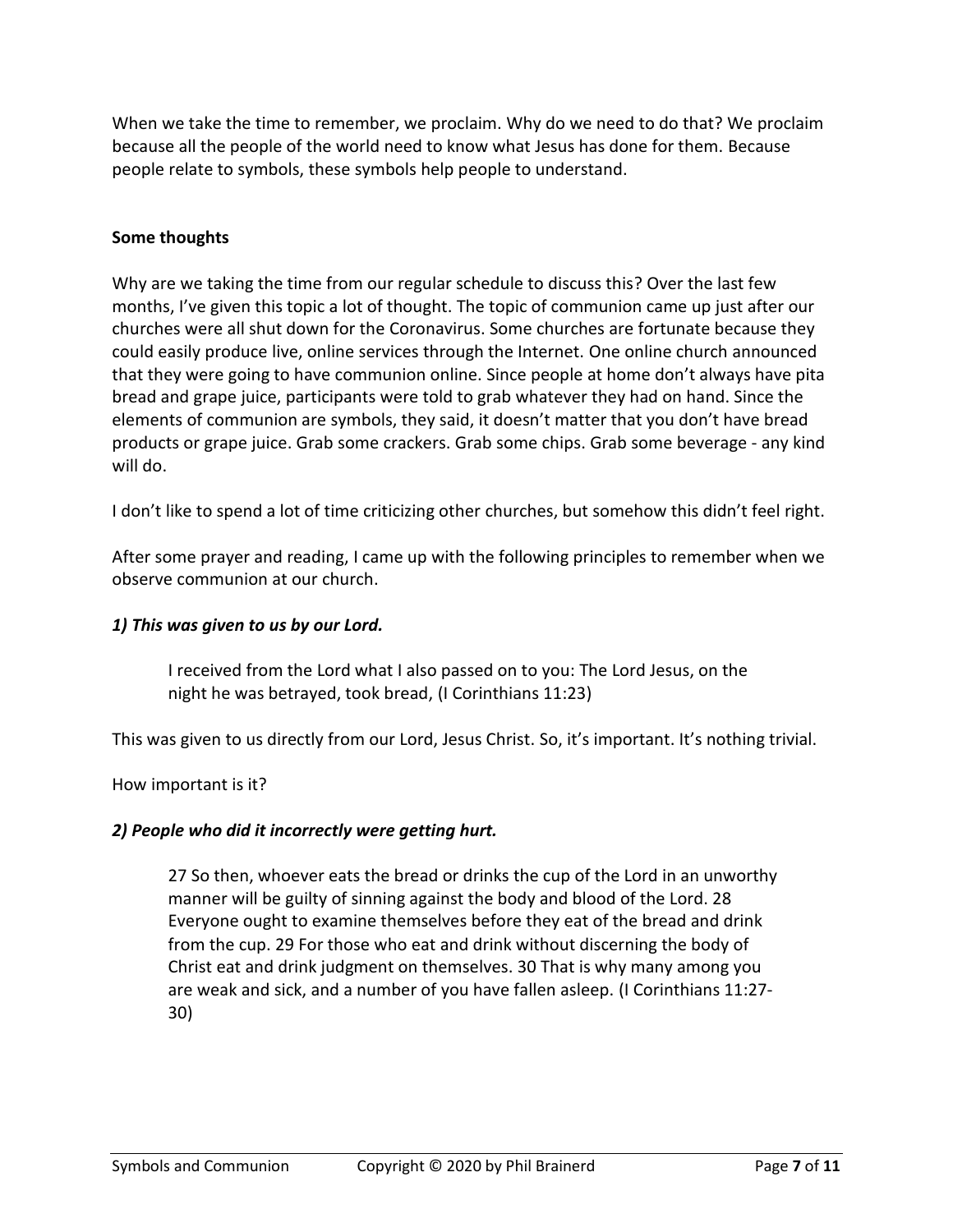When we take the time to remember, we proclaim. Why do we need to do that? We proclaim because all the people of the world need to know what Jesus has done for them. Because people relate to symbols, these symbols help people to understand.

**Some thoughts**

Why are we taking the time from our regular schedule to discuss this? Over the last few months, I've given this topic a lot of thought. The topic of communion came up just after our churches were all shut down for the Coronavirus. Some churches are fortunate because they could easily produce live, online services through the Internet. One online church announced that they were going to have communion online. Since people at home don't always have pita bread and grape juice, participants were told to grab whatever they had on hand. Since the elements of communion are symbols, they said, it doesn't matter that you don't have bread products or grape juice. Grab some crackers. Grab some chips. Grab some beverage - any kind will do.

I don't like to spend a lot of time criticizing other churches, but somehow this didn't feel right.

After some prayer and reading, I came up with the following principles to remember when we observe communion at our church.

***1) This was given to us by our Lord.***

> I received from the Lord what I also passed on to you: The Lord Jesus, on the night he was betrayed, took bread, (I Corinthians 11:23)

This was given to us directly from our Lord, Jesus Christ. So, it's important. It's nothing trivial.

How important is it?

***2) People who did it incorrectly were getting hurt.***

> 27 So then, whoever eats the bread or drinks the cup of the Lord in an unworthy manner will be guilty of sinning against the body and blood of the Lord. 28 Everyone ought to examine themselves before they eat of the bread and drink from the cup. 29 For those who eat and drink without discerning the body of Christ eat and drink judgment on themselves. 30 That is why many among you are weak and sick, and a number of you have fallen asleep. (I Corinthians 11:27-30)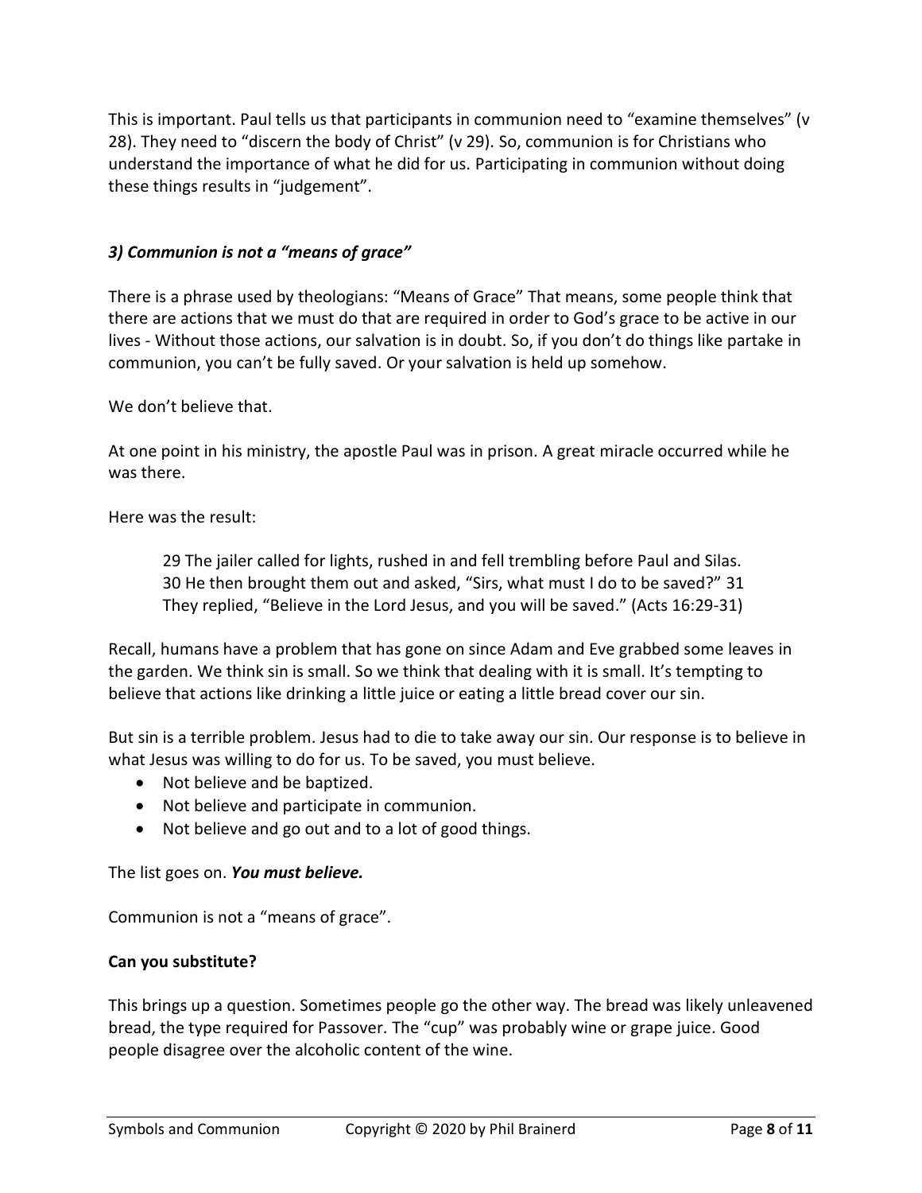This is important. Paul tells us that participants in communion need to "examine themselves" (v 28). They need to "discern the body of Christ" (v 29). So, communion is for Christians who understand the importance of what he did for us. Participating in communion without doing these things results in "judgement".

### *3) Communion is not a "means of grace"*

There is a phrase used by theologians: "Means of Grace" That means, some people think that there are actions that we must do that are required in order to God's grace to be active in our lives - Without those actions, our salvation is in doubt. So, if you don't do things like partake in communion, you can't be fully saved. Or your salvation is held up somehow.

We don't believe that.

At one point in his ministry, the apostle Paul was in prison. A great miracle occurred while he was there.

Here was the result:

> 29 The jailer called for lights, rushed in and fell trembling before Paul and Silas. 30 He then brought them out and asked, "Sirs, what must I do to be saved?" 31 They replied, "Believe in the Lord Jesus, and you will be saved." (Acts 16:29-31)

Recall, humans have a problem that has gone on since Adam and Eve grabbed some leaves in the garden. We think sin is small. So we think that dealing with it is small. It's tempting to believe that actions like drinking a little juice or eating a little bread cover our sin.

But sin is a terrible problem. Jesus had to die to take away our sin. Our response is to believe in what Jesus was willing to do for us. To be saved, you must believe.

- Not believe and be baptized.
- Not believe and participate in communion.
- Not believe and go out and to a lot of good things.

The list goes on. ***You must believe.***

Communion is not a "means of grace".

**Can you substitute?**

This brings up a question. Sometimes people go the other way. The bread was likely unleavened bread, the type required for Passover. The "cup" was probably wine or grape juice. Good people disagree over the alcoholic content of the wine.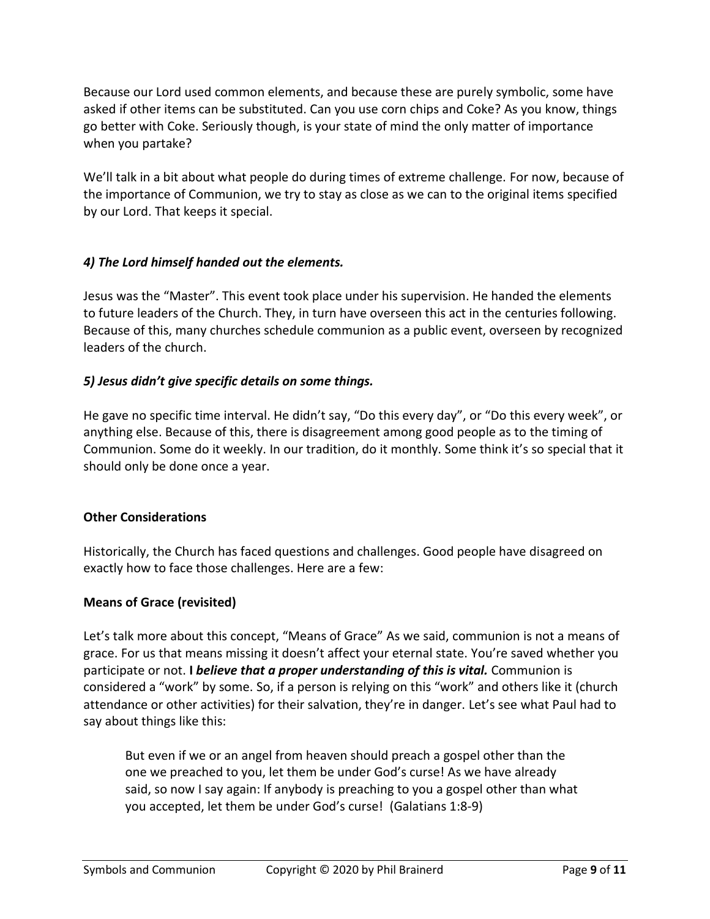Because our Lord used common elements, and because these are purely symbolic, some have asked if other items can be substituted. Can you use corn chips and Coke? As you know, things go better with Coke. Seriously though, is your state of mind the only matter of importance when you partake?

We'll talk in a bit about what people do during times of extreme challenge. For now, because of the importance of Communion, we try to stay as close as we can to the original items specified by our Lord. That keeps it special.

### *4) The Lord himself handed out the elements.*

Jesus was the "Master". This event took place under his supervision. He handed the elements to future leaders of the Church. They, in turn have overseen this act in the centuries following. Because of this, many churches schedule communion as a public event, overseen by recognized leaders of the church.

### *5) Jesus didn't give specific details on some things.*

He gave no specific time interval. He didn't say, "Do this every day", or "Do this every week", or anything else. Because of this, there is disagreement among good people as to the timing of Communion. Some do it weekly. In our tradition, do it monthly. Some think it's so special that it should only be done once a year.

## Other Considerations

Historically, the Church has faced questions and challenges. Good people have disagreed on exactly how to face those challenges. Here are a few:

### Means of Grace (revisited)

Let's talk more about this concept, "Means of Grace" As we said, communion is not a means of grace. For us that means missing it doesn't affect your eternal state. You're saved whether you participate or not. **I *believe that a proper understanding of this is vital.*** Communion is considered a "work" by some. So, if a person is relying on this "work" and others like it (church attendance or other activities) for their salvation, they're in danger. Let's see what Paul had to say about things like this:

> But even if we or an angel from heaven should preach a gospel other than the one we preached to you, let them be under God's curse! As we have already said, so now I say again: If anybody is preaching to you a gospel other than what you accepted, let them be under God's curse! (Galatians 1:8-9)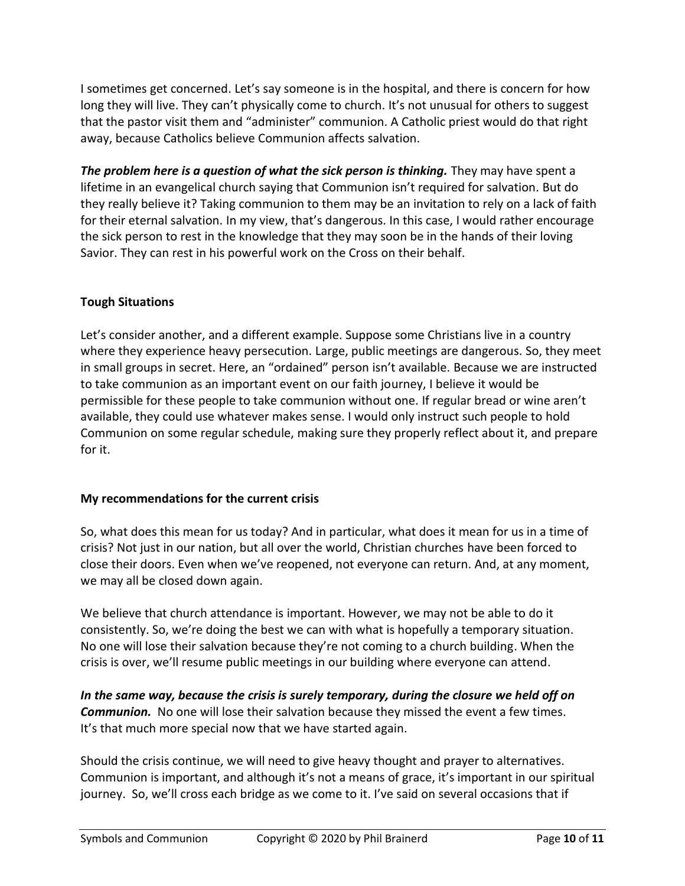I sometimes get concerned. Let's say someone is in the hospital, and there is concern for how long they will live. They can't physically come to church. It's not unusual for others to suggest that the pastor visit them and "administer" communion. A Catholic priest would do that right away, because Catholics believe Communion affects salvation.

***The problem here is a question of what the sick person is thinking.*** They may have spent a lifetime in an evangelical church saying that Communion isn't required for salvation. But do they really believe it? Taking communion to them may be an invitation to rely on a lack of faith for their eternal salvation. In my view, that's dangerous. In this case, I would rather encourage the sick person to rest in the knowledge that they may soon be in the hands of their loving Savior. They can rest in his powerful work on the Cross on their behalf.

**Tough Situations**

Let's consider another, and a different example. Suppose some Christians live in a country where they experience heavy persecution. Large, public meetings are dangerous. So, they meet in small groups in secret. Here, an "ordained" person isn't available. Because we are instructed to take communion as an important event on our faith journey, I believe it would be permissible for these people to take communion without one. If regular bread or wine aren't available, they could use whatever makes sense. I would only instruct such people to hold Communion on some regular schedule, making sure they properly reflect about it, and prepare for it.

**My recommendations for the current crisis**

So, what does this mean for us today? And in particular, what does it mean for us in a time of crisis? Not just in our nation, but all over the world, Christian churches have been forced to close their doors. Even when we've reopened, not everyone can return. And, at any moment, we may all be closed down again.

We believe that church attendance is important. However, we may not be able to do it consistently. So, we're doing the best we can with what is hopefully a temporary situation. No one will lose their salvation because they're not coming to a church building. When the crisis is over, we'll resume public meetings in our building where everyone can attend.

***In the same way, because the crisis is surely temporary, during the closure we held off on Communion.*** No one will lose their salvation because they missed the event a few times. It's that much more special now that we have started again.

Should the crisis continue, we will need to give heavy thought and prayer to alternatives. Communion is important, and although it's not a means of grace, it's important in our spiritual journey. So, we'll cross each bridge as we come to it. I've said on several occasions that if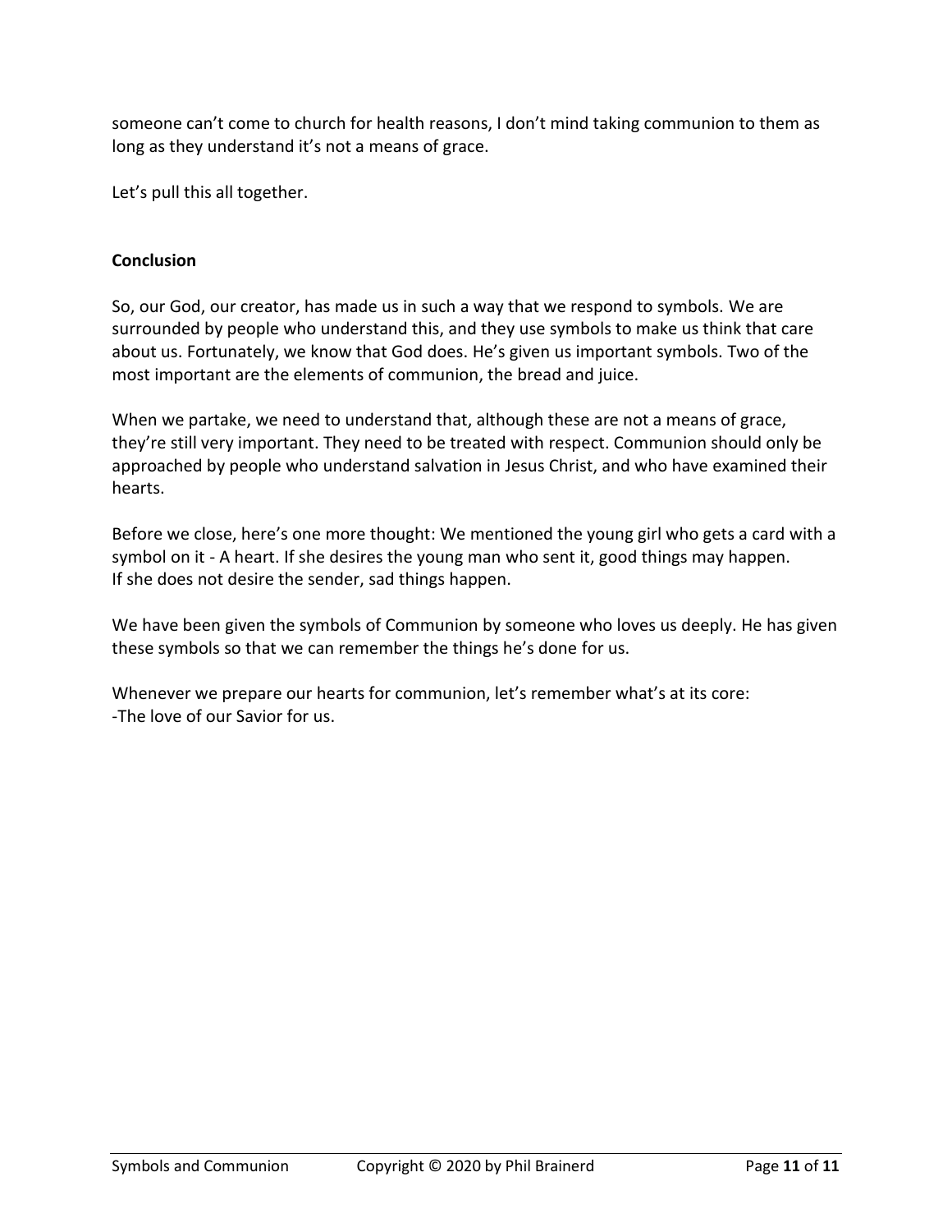someone can't come to church for health reasons, I don't mind taking communion to them as long as they understand it's not a means of grace.

Let's pull this all together.

**Conclusion**

So, our God, our creator, has made us in such a way that we respond to symbols. We are surrounded by people who understand this, and they use symbols to make us think that care about us. Fortunately, we know that God does. He's given us important symbols. Two of the most important are the elements of communion, the bread and juice.

When we partake, we need to understand that, although these are not a means of grace, they're still very important. They need to be treated with respect. Communion should only be approached by people who understand salvation in Jesus Christ, and who have examined their hearts.

Before we close, here's one more thought: We mentioned the young girl who gets a card with a symbol on it - A heart. If she desires the young man who sent it, good things may happen. If she does not desire the sender, sad things happen.

We have been given the symbols of Communion by someone who loves us deeply. He has given these symbols so that we can remember the things he's done for us.

Whenever we prepare our hearts for communion, let's remember what's at its core:
-The love of our Savior for us.